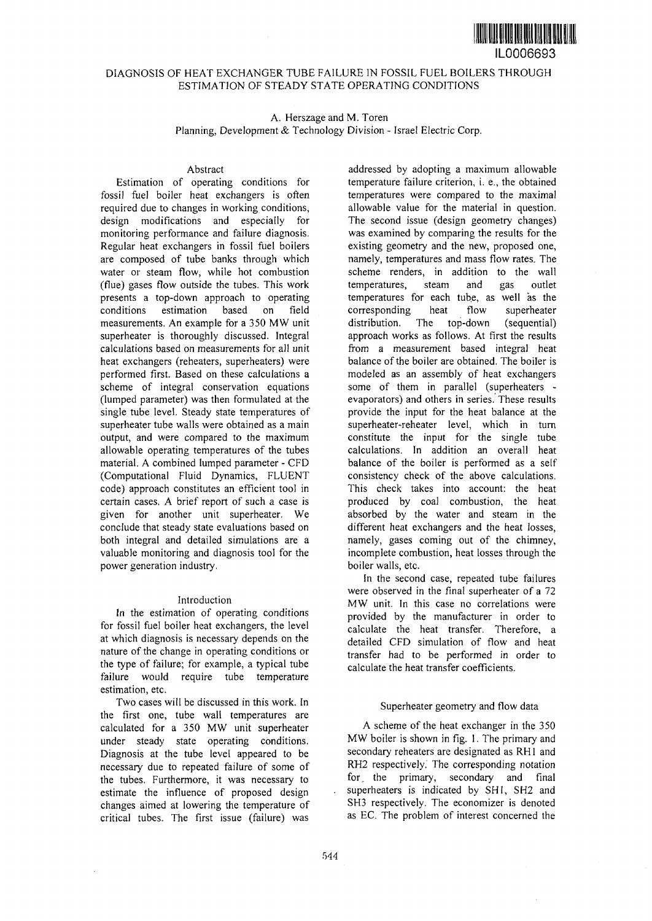# DIAGNOSIS OF HEAT EXCHANGER TUBE FAILURE IN FOSSIL FUEL BOILERS THROUGH ESTIMATION OF STEADY STATE OPERATING CONDITIONS

A. Herszage and M. Toren
Planning, Development & Technology Division - Israel Electric Corp.

## Abstract

Estimation of operating conditions for fossil fuel boiler heat exchangers is often required due to changes in working conditions, design modifications and especially for monitoring performance and failure diagnosis. Regular heat exchangers in fossil fuel boilers are composed of tube banks through which water or steam flow, while hot combustion (flue) gases flow outside the tubes. This work presents a top-down approach to operating conditions estimation based on field measurements. An example for a 350 MW unit superheater is thoroughly discussed. Integral calculations based on measurements for all unit heat exchangers (reheaters, superheaters) were performed first. Based on these calculations a scheme of integral conservation equations (lumped parameter) was then formulated at the single tube level. Steady state temperatures of superheater tube walls were obtained as a main output, and were compared to the maximum allowable operating temperatures of the tubes material. A combined lumped parameter - CFD (Computational Fluid Dynamics, FLUENT code) approach constitutes an efficient tool in certain cases. A brief report of such a case is given for another unit superheater. We conclude that steady state evaluations based on both integral and detailed simulations are a valuable monitoring and diagnosis tool for the power generation industry.

## Introduction

In the estimation of operating conditions for fossil fuel boiler heat exchangers, the level at which diagnosis is necessary depends on the nature of the change in operating conditions or the type of failure; for example, a typical tube failure would require tube temperature estimation, etc.

Two cases will be discussed in this work. In the first one, tube wall temperatures are calculated for a 350 MW unit superheater under steady state operating conditions. Diagnosis at the tube level appeared to be necessary due to repeated failure of some of the tubes. Furthermore, it was necessary to estimate the influence of proposed design changes aimed at lowering the temperature of critical tubes. The first issue (failure) was addressed by adopting a maximum allowable temperature failure criterion, i. e., the obtained temperatures were compared to the maximal allowable value for the material in question. The second issue (design geometry changes) was examined by comparing the results for the existing geometry and the new, proposed one, namely, temperatures and mass flow rates. The scheme renders, in addition to the wall temperatures, steam and gas outlet temperatures for each tube, as well as the corresponding heat flow superheater distribution. The top-down (sequential) approach works as follows. At first the results from a measurement based integral heat balance of the boiler are obtained. The boiler is modeled as an assembly of heat exchangers some of them in parallel (superheaters - evaporators) and others in series. These results provide the input for the heat balance at the superheater-reheater level, which in turn constitute the input for the single tube calculations. In addition an overall heat balance of the boiler is performed as a self consistency check of the above calculations. This check takes into account: the heat produced by coal combustion, the heat absorbed by the water and steam in the different heat exchangers and the heat losses, namely, gases coming out of the chimney, incomplete combustion, heat losses through the boiler walls, etc.

In the second case, repeated tube failures were observed in the final superheater of a 72 MW unit. In this case no correlations were provided by the manufacturer in order to calculate the heat transfer. Therefore, a detailed CFD simulation of flow and heat transfer had to be performed in order to calculate the heat transfer coefficients.

## Superheater geometry and flow data

A scheme of the heat exchanger in the 350 MW boiler is shown in fig. 1. The primary and secondary reheaters are designated as RH1 and RH2 respectively. The corresponding notation for the primary, secondary and final superheaters is indicated by SH1, SH2 and SH3 respectively. The economizer is denoted as EC. The problem of interest concerned the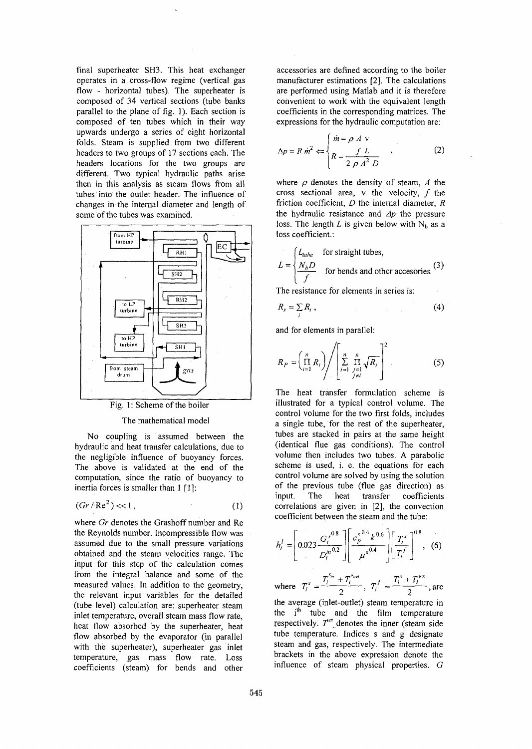final superheater SH3. This heat exchanger operates in a cross-flow regime (vertical gas flow - horizontal tubes). The superheater is composed of 34 vertical sections (tube banks parallel to the plane of fig. 1). Each section is composed of ten tubes which in their way upwards undergo a series of eight horizontal folds. Steam is supplied from two different headers to two groups of 17 sections each. The headers locations for the two groups are different. Two typical hydraulic paths arise then in this analysis as steam flows from all tubes into the outlet header. The influence of changes in the internal diameter and length of some of the tubes was examined.

Fig. 1: Scheme of the boiler

## The mathematical model

No coupling is assumed between the hydraulic and heat transfer calculations, due to the negligible influence of buoyancy forces. The above is validated at the end of the computation, since the ratio of buoyancy to inertia forces is smaller than 1 [1]:

$$(Gr / \mathrm{Re}^2) << 1 , \tag{1}$$

where $Gr$ denotes the Grashoff number and Re the Reynolds number. Incompressible flow was assumed due to the small pressure variations obtained and the steam velocities range. The input for this step of the calculation comes from the integral balance and some of the measured values. In addition to the geometry, the relevant input variables for the detailed (tube level) calculation are: superheater steam inlet temperature, overall steam mass flow rate, heat flow absorbed by the superheater, heat flow absorbed by the evaporator (in parallel with the superheater), superheater gas inlet temperature, gas mass flow rate. Loss coefficients (steam) for bends and other accessories are defined according to the boiler manufacturer estimations [2]. The calculations are performed using Matlab and it is therefore convenient to work with the equivalent length coefficients in the corresponding matrices. The expressions for the hydraulic computation are:

$$\Delta p = R\, \dot{m}^2 \Leftarrow \begin{cases} \dot{m} = \rho\, A\, \mathrm{v} \\ R = \dfrac{f\, L}{2\, \rho\, A^2\, D} \end{cases} , \tag{2}$$

where $\rho$ denotes the density of steam, $A$ the cross sectional area, v the velocity, $f$ the friction coefficient, $D$ the internal diameter, $R$ the hydraulic resistance and $\Delta p$ the pressure loss. The length $L$ is given below with $N_b$ as a loss coefficient.:

$$L = \begin{cases} L_{tube} & \text{for straight tubes,} \\ \dfrac{N_b D}{f} & \text{for bends and other accesories.} \end{cases} \tag{3}$$

The resistance for elements in series is:

$$R_s = \sum_i R_i , \tag{4}$$

and for elements in parallel:

$$R_P = \left( \prod_{i=1}^{n} R_i \right) \Bigg/ \left[ \sum_{i=1}^{n} \prod_{\substack{j=1 \\ j \neq i}}^{n} \sqrt{R_i} \right]^2 . \tag{5}$$

The heat transfer formulation scheme is illustrated for a typical control volume. The control volume for the two first folds, includes a single tube, for the rest of the superheater, tubes are stacked in pairs at the same height (identical flue gas conditions). The control volume then includes two tubes. A parabolic scheme is used, i. e. the equations for each control volume are solved by using the solution of the previous tube (flue gas direction) as input. The heat transfer coefficients correlations are given in [2], the convection coefficient between the steam and the tube:

$$h_i^I = \left[ 0.023 \frac{G_i^{s\,0.8}}{D_i^{in\,0.2}} \right] \left[ \frac{c_p^{s\,0.4}\, k^{0.6}}{\mu^{s\,0.4}} \right] \left[ \frac{T_i^s}{T_i^f} \right]^{0.8} , \tag{6}$$

where $T_i^s = \dfrac{T_i^{s_{in}} + T_i^{s_{out}}}{2}$, $T_i^f = \dfrac{T_i^s + T_i^{ws}}{2}$, are the average (inlet-outlet) steam temperature in the i[th] tube and the film temperature respectively. $T^{ws}$ denotes the inner (steam side tube temperature. Indices s and g designate steam and gas, respectively. The intermediate brackets in the above expression denote the influence of steam physical properties. $G$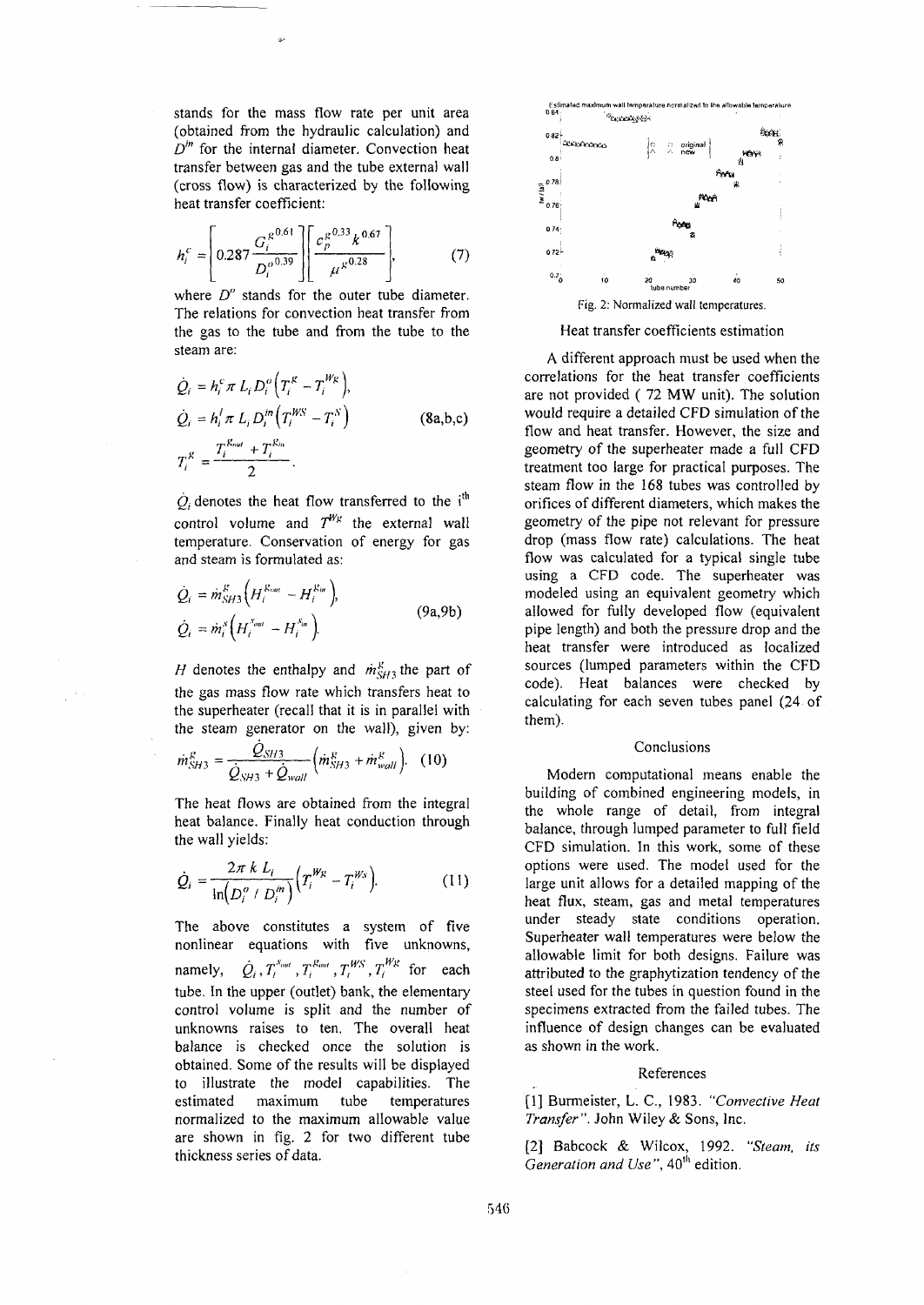stands for the mass flow rate per unit area (obtained from the hydraulic calculation) and $D^{in}$ for the internal diameter. Convection heat transfer between gas and the tube external wall (cross flow) is characterized by the following heat transfer coefficient:

$$h_i^c = \left[ 0.287 \frac{G_i^{g\,0.61}}{D_i^{o\,0.39}} \right] \left[ \frac{c_p^{g\,0.33} k^{0.67}}{\mu^{g\,0.28}} \right], \qquad (7)$$

where $D^o$ stands for the outer tube diameter. The relations for convection heat transfer from the gas to the tube and from the tube to the steam are:

$$\dot{Q}_i = h_i^c \pi L_i D_i^o \left( T_i^g - T_i^{Wg} \right),$$
$$\dot{Q}_i = h_i^l \pi L_i D_i^{in} \left( T_i^{WS} - T_i^S \right) \qquad (8a,b,c)$$
$$T_i^g = \frac{T_i^{g_{out}} + T_i^{g_{in}}}{2}.$$

$\dot{Q}_i$ denotes the heat flow transferred to the i[th] control volume and $T^{Wg}$ the external wall temperature. Conservation of energy for gas and steam is formulated as:

$$\dot{Q}_i = \dot{m}_{SH3}^g \left( H_i^{g_{out}} - H_i^{g_{in}} \right),$$
$$\dot{Q}_i = \dot{m}_i^s \left( H_i^{s_{out}} - H_i^{s_{in}} \right). \qquad (9a,9b)$$

$H$ denotes the enthalpy and $\dot{m}_{SH3}^g$ the part of the gas mass flow rate which transfers heat to the superheater (recall that it is in parallel with the steam generator on the wall), given by:

$$\dot{m}_{SH3}^g = \frac{\dot{Q}_{SH3}}{\dot{Q}_{SH3} + \dot{Q}_{wall}} \left( \dot{m}_{SH3}^g + \dot{m}_{wall}^g \right). \qquad (10)$$

The heat flows are obtained from the integral heat balance. Finally heat conduction through the wall yields:

$$\dot{Q}_i = \frac{2\pi\, k\, L_i}{\ln\left( D_i^o / D_i^{in} \right)} \left( T_i^{Wg} - T_i^{Ws} \right). \qquad (11)$$

The above constitutes a system of five nonlinear equations with five unknowns, namely, $\dot{Q}_i, T_i^{s_{out}}, T_i^{g_{out}}, T_i^{WS}, T_i^{Wg}$ for each tube. In the upper (outlet) bank, the elementary control volume is split and the number of unknowns raises to ten. The overall heat balance is checked once the solution is obtained. Some of the results will be displayed to illustrate the model capabilities. The estimated maximum tube temperatures normalized to the maximum allowable value are shown in fig. 2 for two different tube thickness series of data.

Estimated maximum wall temperature normalized to the allowable temperature

0.84
0.82
0.8
0.78
0.76
0.74
0.72
0.7

0 10 20 30 40 50

tube number

tw / tall

original
new

Fig. 2: Normalized wall temperatures.

### Heat transfer coefficients estimation

A different approach must be used when the correlations for the heat transfer coefficients are not provided ( 72 MW unit). The solution would require a detailed CFD simulation of the flow and heat transfer. However, the size and geometry of the superheater made a full CFD treatment too large for practical purposes. The steam flow in the 168 tubes was controlled by orifices of different diameters, which makes the geometry of the pipe not relevant for pressure drop (mass flow rate) calculations. The heat flow was calculated for a typical single tube using a CFD code. The superheater was modeled using an equivalent geometry which allowed for fully developed flow (equivalent pipe length) and both the pressure drop and the heat transfer were introduced as localized sources (lumped parameters within the CFD code). Heat balances were checked by calculating for each seven tubes panel (24 of them).

## Conclusions

Modern computational means enable the building of combined engineering models, in the whole range of detail, from integral balance, through lumped parameter to full field CFD simulation. In this work, some of these options were used. The model used for the large unit allows for a detailed mapping of the heat flux, steam, gas and metal temperatures under steady state conditions operation. Superheater wall temperatures were below the allowable limit for both designs. Failure was attributed to the graphytization tendency of the steel used for the tubes in question found in the specimens extracted from the failed tubes. The influence of design changes can be evaluated as shown in the work.

## References

[1] Burmeister, L. C., 1983. *"Convective Heat Transfer"*. John Wiley & Sons, Inc.

[2] Babcock & Wilcox, 1992. *"Steam, its Generation and Use"*, 40[th] edition.